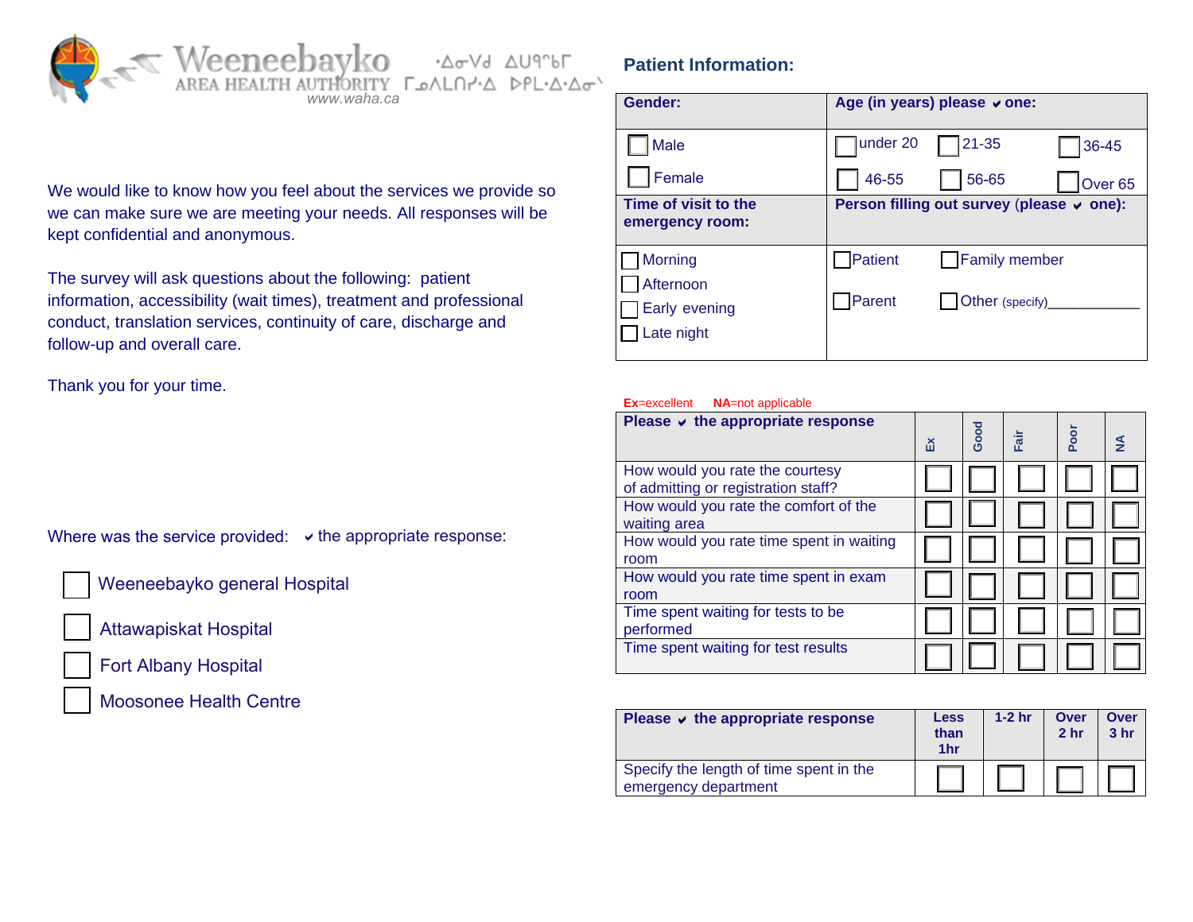Weeneebayko ᐧᐃᓂᐯᑯ ᐃᑌᕐᑲᒥ
AREA HEALTH AUTHORITY ᒥᓇᐱᒪᑎᓯᐧᐃ ᐅᑭᒪᐧᐃᐧᐃᓂᐠ
www.waha.ca

We would like to know how you feel about the services we provide so we can make sure we are meeting your needs. All responses will be kept confidential and anonymous.

The survey will ask questions about the following: patient information, accessibility (wait times), treatment and professional conduct, translation services, continuity of care, discharge and follow-up and overall care.

Thank you for your time.

Where was the service provided: ✔ the appropriate response:

- ☐ Weeneebayko general Hospital
- ☐ Attawapiskat Hospital
- ☐ Fort Albany Hospital
- ☐ Moosonee Health Centre

## Patient Information:

| **Gender:** | **Age (in years) please ✔ one:** |
|---|---|
| ☐ Male<br>☐ Female | ☐ under 20 ☐ 21-35 ☐ 36-45<br>☐ 46-55 ☐ 56-65 ☐ Over 65 |
| **Time of visit to the emergency room:** | **Person filling out survey (please ✔ one):** |
| ☐ Morning<br>☐ Afternoon<br>☐ Early evening<br>☐ Late night | ☐ Patient ☐ Family member<br>☐ Parent ☐ Other (specify)___________ |

**Ex**=excellent **NA**=not applicable

| **Please ✔ the appropriate response** | **Ex** | **Good** | **Fair** | **Poor** | **NA** |
|---|---|---|---|---|---|
| How would you rate the courtesy of admitting or registration staff? | ☐ | ☐ | ☐ | ☐ | ☐ |
| How would you rate the comfort of the waiting area | ☐ | ☐ | ☐ | ☐ | ☐ |
| How would you rate time spent in waiting room | ☐ | ☐ | ☐ | ☐ | ☐ |
| How would you rate time spent in exam room | ☐ | ☐ | ☐ | ☐ | ☐ |
| Time spent waiting for tests to be performed | ☐ | ☐ | ☐ | ☐ | ☐ |
| Time spent waiting for test results | ☐ | ☐ | ☐ | ☐ | ☐ |

| **Please ✔ the appropriate response** | **Less than 1hr** | **1-2 hr** | **Over 2 hr** | **Over 3 hr** |
|---|---|---|---|---|
| Specify the length of time spent in the emergency department | ☐ | ☐ | ☐ | ☐ |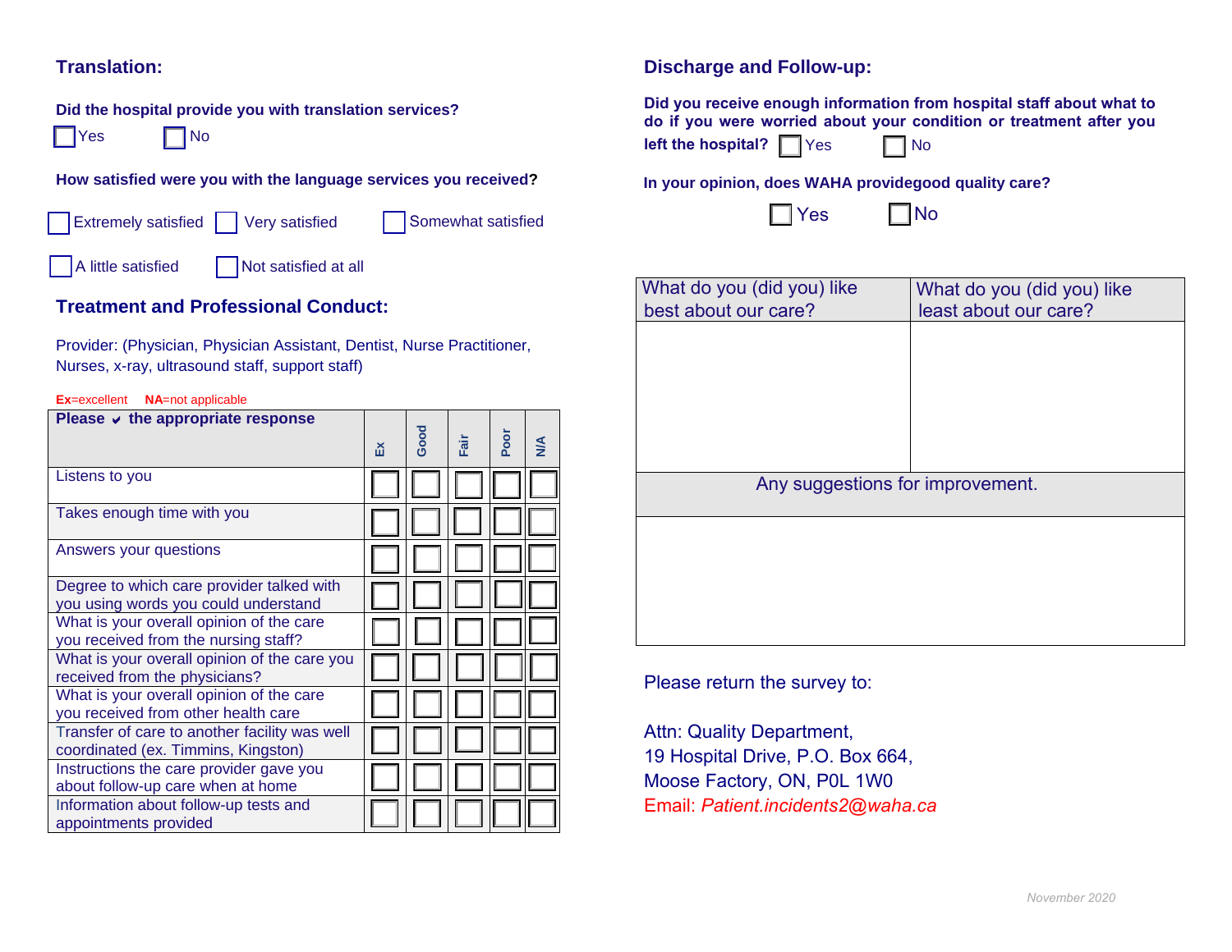## Translation:

**Did the hospital provide you with translation services?**

☐ Yes ☐ No

**How satisfied were you with the language services you received?**

☐ Extremely satisfied ☐ Very satisfied ☐ Somewhat satisfied

☐ A little satisfied ☐ Not satisfied at all

## Treatment and Professional Conduct:

Provider: (Physician, Physician Assistant, Dentist, Nurse Practitioner, Nurses, x-ray, ultrasound staff, support staff)

**Ex**=excellent **NA**=not applicable

| **Please ✔ the appropriate response** | Ex | Good | Fair | Poor | N/A |
|---|---|---|---|---|---|
| Listens to you | ☐ | ☐ | ☐ | ☐ | ☐ |
| Takes enough time with you | ☐ | ☐ | ☐ | ☐ | ☐ |
| Answers your questions | ☐ | ☐ | ☐ | ☐ | ☐ |
| Degree to which care provider talked with you using words you could understand | ☐ | ☐ | ☐ | ☐ | ☐ |
| What is your overall opinion of the care you received from the nursing staff? | ☐ | ☐ | ☐ | ☐ | ☐ |
| What is your overall opinion of the care you received from the physicians? | ☐ | ☐ | ☐ | ☐ | ☐ |
| What is your overall opinion of the care you received from other health care | ☐ | ☐ | ☐ | ☐ | ☐ |
| Transfer of care to another facility was well coordinated (ex. Timmins, Kingston) | ☐ | ☐ | ☐ | ☐ | ☐ |
| Instructions the care provider gave you about follow-up care when at home | ☐ | ☐ | ☐ | ☐ | ☐ |
| Information about follow-up tests and appointments provided | ☐ | ☐ | ☐ | ☐ | ☐ |

## Discharge and Follow-up:

**Did you receive enough information from hospital staff about what to do if you were worried about your condition or treatment after you left the hospital?** ☐ Yes ☐ No

**In your opinion, does WAHA providegood quality care?**

☐ Yes ☐ No

| What do you (did you) like best about our care? | What do you (did you) like least about our care? |
|---|---|
| | |

| Any suggestions for improvement. |
|---|
| |

Please return the survey to:

Attn: Quality Department,
19 Hospital Drive, P.O. Box 664,
Moose Factory, ON, P0L 1W0
Email: *Patient.incidents2@waha.ca*

*November 2020*